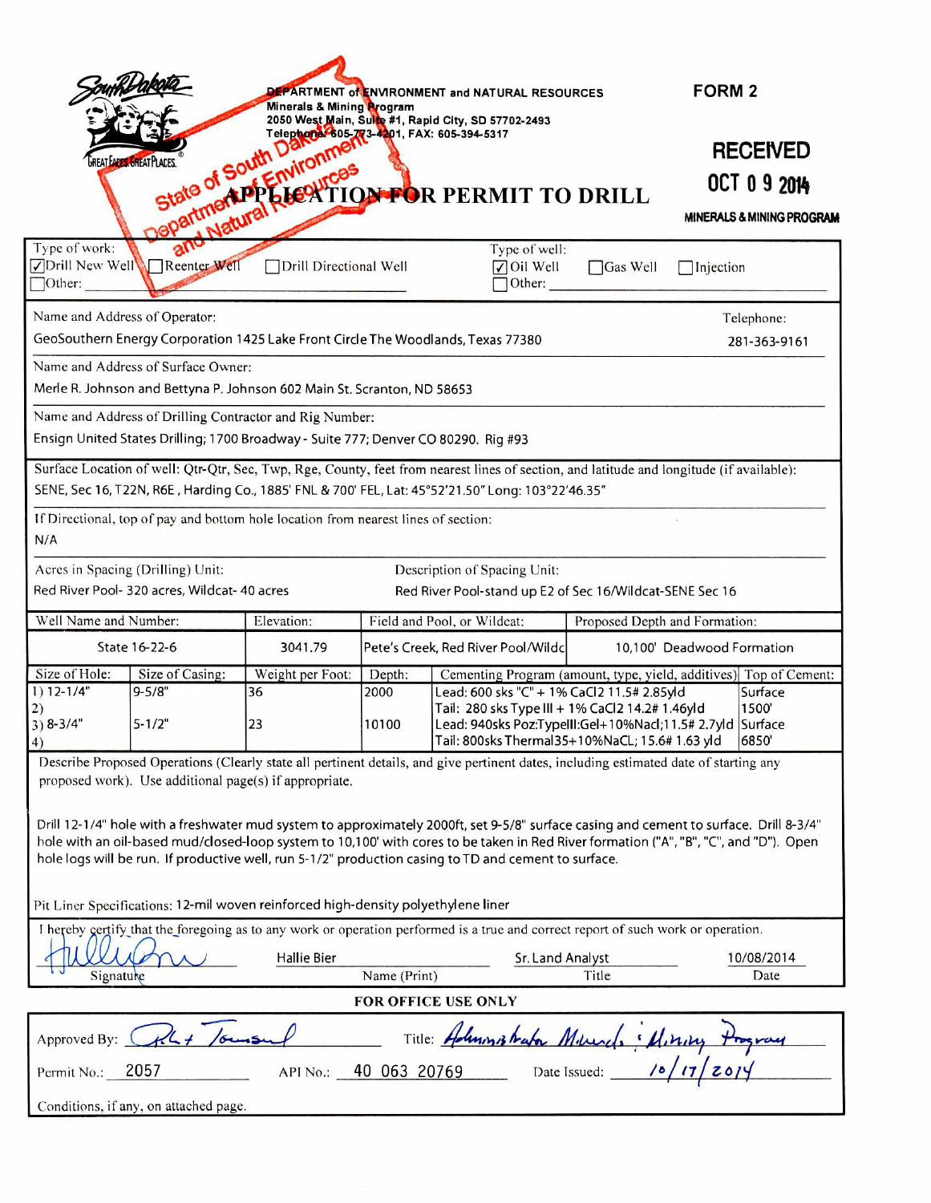DEPARTMENT of ENVIRONMENT and NATURAL RESOURCES
Minerals & Mining Program
2050 West Main, Suite #1, Rapid City, SD 57702-2493
Telephone: 605-773-4201, FAX: 605-394-5317

**FORM 2**

State of South Dakota Department of Environment and Natural Resources

**RECEIVED**
**OCT 0 9 2014**
**MINERALS & MINING PROGRAM**

# APPLICATION FOR PERMIT TO DRILL

Type of work: ☑ Drill New Well ☐ Reenter Well ☐ Drill Directional Well ☐ Other: 

Type of well: ☑ Oil Well ☐ Gas Well ☐ Injection ☐ Other: 

Name and Address of Operator:
GeoSouthern Energy Corporation 1425 Lake Front Circle The Woodlands, Texas 77380

Telephone: 281-363-9161

Name and Address of Surface Owner:
Merle R. Johnson and Bettyna P. Johnson 602 Main St. Scranton, ND 58653

Name and Address of Drilling Contractor and Rig Number:
Ensign United States Drilling; 1700 Broadway - Suite 777; Denver CO 80290. Rig #93

Surface Location of well: Qtr-Qtr, Sec, Twp, Rge, County, feet from nearest lines of section, and latitude and longitude (if available):
SENE, Sec 16, T22N, R6E , Harding Co., 1885' FNL & 700' FEL, Lat: 45°52'21.50" Long: 103°22'46.35"

If Directional, top of pay and bottom hole location from nearest lines of section:
N/A

Acres in Spacing (Drilling) Unit: Red River Pool- 320 acres, Wildcat- 40 acres

Description of Spacing Unit: Red River Pool-stand up E2 of Sec 16/Wildcat-SENE Sec 16

| Well Name and Number: | Elevation: | Field and Pool, or Wildcat: | Proposed Depth and Formation: |
|---|---|---|---|
| State 16-22-6 | 3041.79 | Pete's Creek, Red River Pool/Wildc | 10,100' Deadwood Formation |

| Size of Hole: | Size of Casing: | Weight per Foot: | Depth: | Cementing Program (amount, type, yield, additives) | Top of Cement: |
|---|---|---|---|---|---|
| 1) 12-1/4" | 9-5/8" | 36 | 2000 | Lead: 600 sks "C" + 1% CaCl2 11.5# 2.85yld | Surface |
| 2) | | | | Tail: 280 sks Type III + 1% CaCl2 14.2# 1.46yld | 1500' |
| 3) 8-3/4" | 5-1/2" | 23 | 10100 | Lead: 940sks Poz:TypeIII:Gel+10%Nacl;11.5# 2.7yld | Surface |
| 4) | | | | Tail: 800sks Thermal35+10%NaCL; 15.6# 1.63 yld | 6850' |

Describe Proposed Operations (Clearly state all pertinent details, and give pertinent dates, including estimated date of starting any proposed work). Use additional page(s) if appropriate.

Drill 12-1/4" hole with a freshwater mud system to approximately 2000ft, set 9-5/8" surface casing and cement to surface. Drill 8-3/4" hole with an oil-based mud/closed-loop system to 10,100' with cores to be taken in Red River formation ("A", "B", "C", and "D"). Open hole logs will be run. If productive well, run 5-1/2" production casing to TD and cement to surface.

Pit Liner Specifications: 12-mil woven reinforced high-density polyethylene liner

I hereby certify that the foregoing as to any work or operation performed is a true and correct report of such work or operation.

| Signature | Name (Print) | Title | Date |
|---|---|---|---|
| *[signature]* | Hallie Bier | Sr. Land Analyst | 10/08/2014 |

**FOR OFFICE USE ONLY**

Approved By: *[signature]* Title: *Administrator Minerals & Mining Program*

Permit No.: 2057 API No.: 40 063 20769 Date Issued: 10/17/2014

Conditions, if any, on attached page.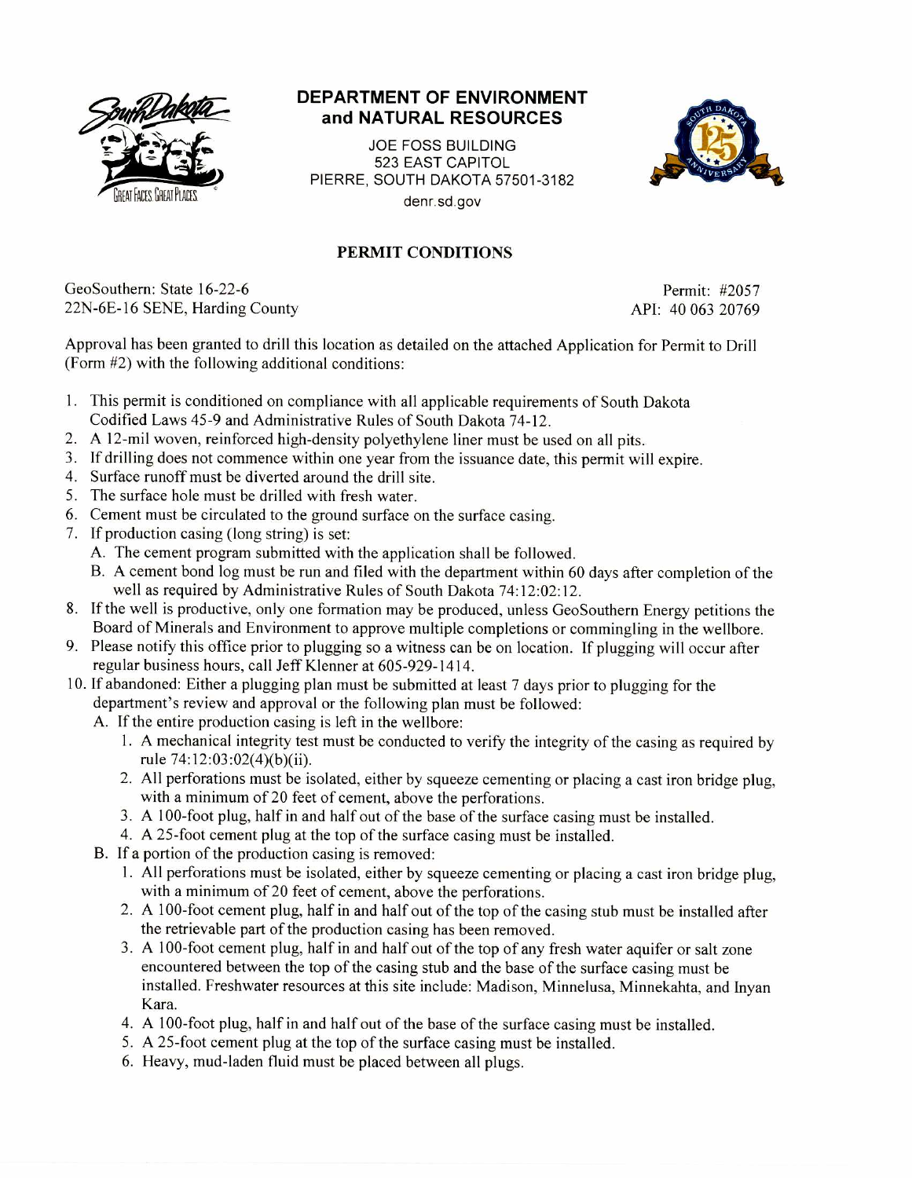# DEPARTMENT OF ENVIRONMENT and NATURAL RESOURCES

JOE FOSS BUILDING
523 EAST CAPITOL
PIERRE, SOUTH DAKOTA 57501-3182
denr.sd.gov

## PERMIT CONDITIONS

GeoSouthern: State 16-22-6
22N-6E-16 SENE, Harding County

Permit: #2057
API: 40 063 20769

Approval has been granted to drill this location as detailed on the attached Application for Permit to Drill (Form #2) with the following additional conditions:

1. This permit is conditioned on compliance with all applicable requirements of South Dakota Codified Laws 45-9 and Administrative Rules of South Dakota 74-12.
2. A 12-mil woven, reinforced high-density polyethylene liner must be used on all pits.
3. If drilling does not commence within one year from the issuance date, this permit will expire.
4. Surface runoff must be diverted around the drill site.
5. The surface hole must be drilled with fresh water.
6. Cement must be circulated to the ground surface on the surface casing.
7. If production casing (long string) is set:
   - A. The cement program submitted with the application shall be followed.
   - B. A cement bond log must be run and filed with the department within 60 days after completion of the well as required by Administrative Rules of South Dakota 74:12:02:12.
8. If the well is productive, only one formation may be produced, unless GeoSouthern Energy petitions the Board of Minerals and Environment to approve multiple completions or commingling in the wellbore.
9. Please notify this office prior to plugging so a witness can be on location. If plugging will occur after regular business hours, call Jeff Klenner at 605-929-1414.
10. If abandoned: Either a plugging plan must be submitted at least 7 days prior to plugging for the department's review and approval or the following plan must be followed:
    - A. If the entire production casing is left in the wellbore:
      1. A mechanical integrity test must be conducted to verify the integrity of the casing as required by rule 74:12:03:02(4)(b)(ii).
      2. All perforations must be isolated, either by squeeze cementing or placing a cast iron bridge plug, with a minimum of 20 feet of cement, above the perforations.
      3. A 100-foot plug, half in and half out of the base of the surface casing must be installed.
      4. A 25-foot cement plug at the top of the surface casing must be installed.
    - B. If a portion of the production casing is removed:
      1. All perforations must be isolated, either by squeeze cementing or placing a cast iron bridge plug, with a minimum of 20 feet of cement, above the perforations.
      2. A 100-foot cement plug, half in and half out of the top of the casing stub must be installed after the retrievable part of the production casing has been removed.
      3. A 100-foot cement plug, half in and half out of the top of any fresh water aquifer or salt zone encountered between the top of the casing stub and the base of the surface casing must be installed. Freshwater resources at this site include: Madison, Minnelusa, Minnekahta, and Inyan Kara.
      4. A 100-foot plug, half in and half out of the base of the surface casing must be installed.
      5. A 25-foot cement plug at the top of the surface casing must be installed.
      6. Heavy, mud-laden fluid must be placed between all plugs.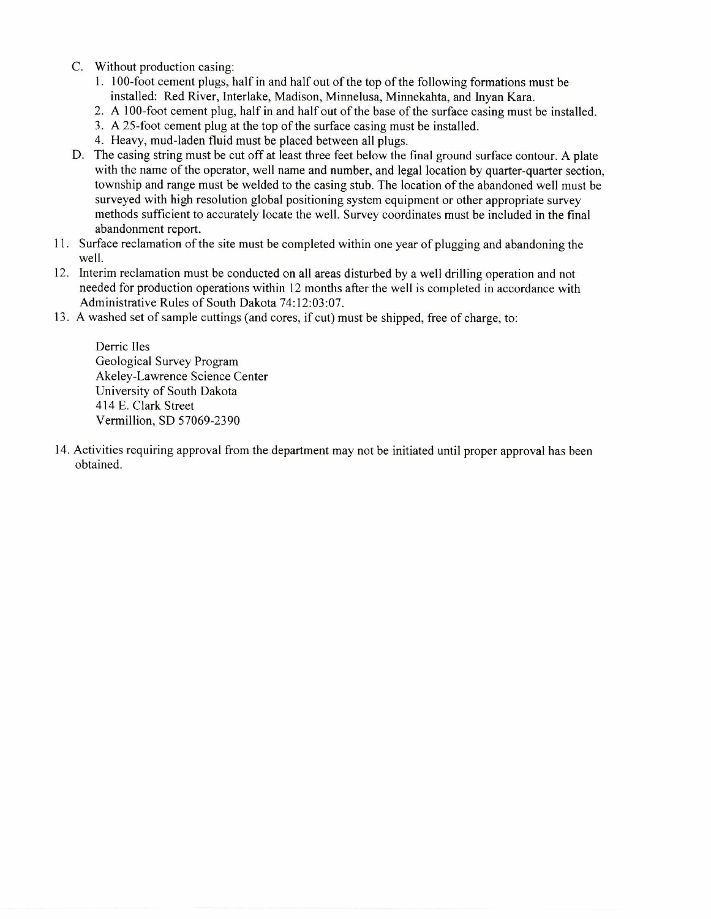C. Without production casing:
   1. 100-foot cement plugs, half in and half out of the top of the following formations must be installed: Red River, Interlake, Madison, Minnelusa, Minnekahta, and Inyan Kara.
   2. A 100-foot cement plug, half in and half out of the base of the surface casing must be installed.
   3. A 25-foot cement plug at the top of the surface casing must be installed.
   4. Heavy, mud-laden fluid must be placed between all plugs.

D. The casing string must be cut off at least three feet below the final ground surface contour. A plate with the name of the operator, well name and number, and legal location by quarter-quarter section, township and range must be welded to the casing stub. The location of the abandoned well must be surveyed with high resolution global positioning system equipment or other appropriate survey methods sufficient to accurately locate the well. Survey coordinates must be included in the final abandonment report.

11. Surface reclamation of the site must be completed within one year of plugging and abandoning the well.
12. Interim reclamation must be conducted on all areas disturbed by a well drilling operation and not needed for production operations within 12 months after the well is completed in accordance with Administrative Rules of South Dakota 74:12:03:07.
13. A washed set of sample cuttings (and cores, if cut) must be shipped, free of charge, to:

    Derric Iles
    Geological Survey Program
    Akeley-Lawrence Science Center
    University of South Dakota
    414 E. Clark Street
    Vermillion, SD 57069-2390

14. Activities requiring approval from the department may not be initiated until proper approval has been obtained.